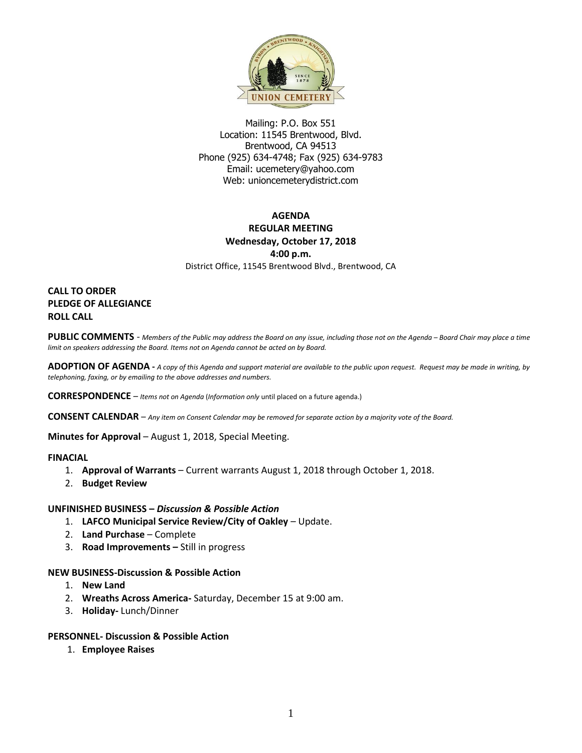Mailing: P.O. Box 551
Location: 11545 Brentwood, Blvd.
Brentwood, CA 94513
Phone (925) 634-4748; Fax (925) 634-9783
Email: ucemetery@yahoo.com
Web: unioncemeterydistrict.com

# AGENDA
## REGULAR MEETING
### Wednesday, October 17, 2018
### 4:00 p.m.

District Office, 11545 Brentwood Blvd., Brentwood, CA

**CALL TO ORDER**
**PLEDGE OF ALLEGIANCE**
**ROLL CALL**

**PUBLIC COMMENTS** - *Members of the Public may address the Board on any issue, including those not on the Agenda – Board Chair may place a time limit on speakers addressing the Board. Items not on Agenda cannot be acted on by Board.*

**ADOPTION OF AGENDA -** *A copy of this Agenda and support material are available to the public upon request. Request may be made in writing, by telephoning, faxing, or by emailing to the above addresses and numbers.*

**CORRESPONDENCE** – *Items not on Agenda* (*Information only* until placed on a future agenda.)

**CONSENT CALENDAR** – *Any item on Consent Calendar may be removed for separate action by a majority vote of the Board.*

**Minutes for Approval** – August 1, 2018, Special Meeting.

**FINACIAL**

1. **Approval of Warrants** – Current warrants August 1, 2018 through October 1, 2018.
2. **Budget Review**

**UNFINISHED BUSINESS –** ***Discussion & Possible Action***

1. **LAFCO Municipal Service Review/City of Oakley** – Update.
2. **Land Purchase** – Complete
3. **Road Improvements –** Still in progress

**NEW BUSINESS-Discussion & Possible Action**

1. **New Land**
2. **Wreaths Across America-** Saturday, December 15 at 9:00 am.
3. **Holiday-** Lunch/Dinner

**PERSONNEL- Discussion & Possible Action**

1. **Employee Raises**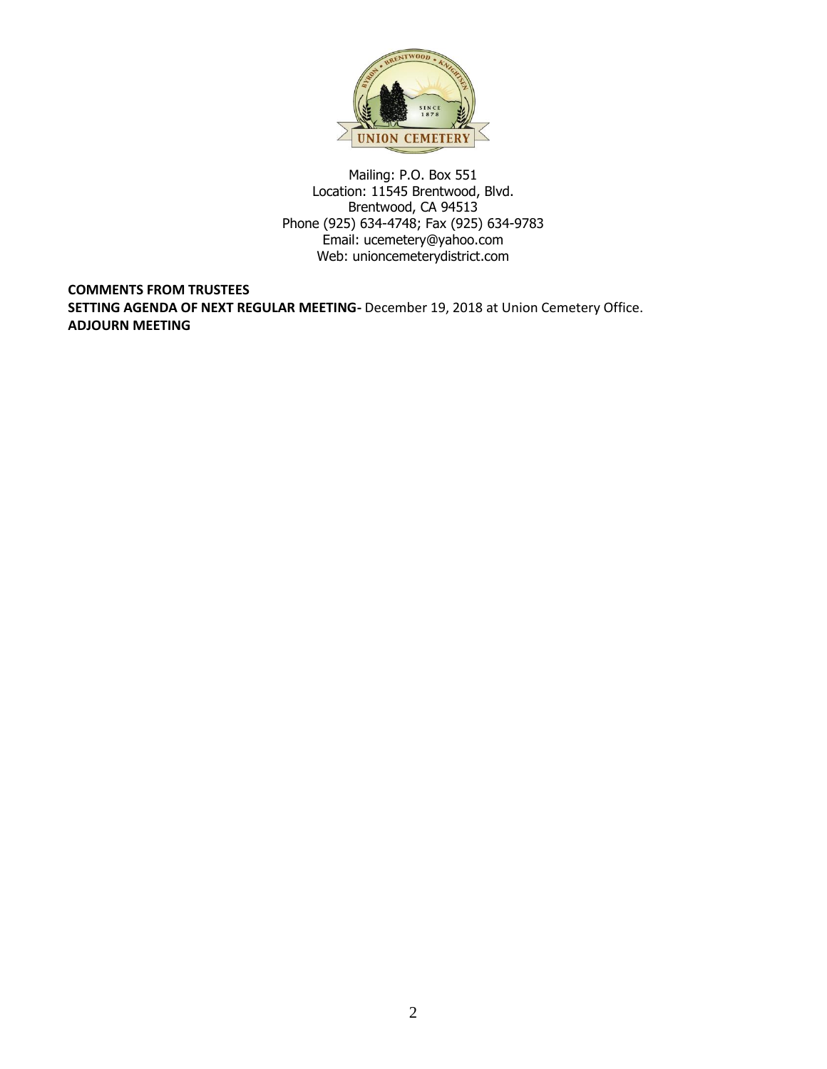Mailing: P.O. Box 551
Location: 11545 Brentwood, Blvd.
Brentwood, CA 94513
Phone (925) 634-4748; Fax (925) 634-9783
Email: ucemetery@yahoo.com
Web: unioncemeterydistrict.com

**COMMENTS FROM TRUSTEES**

**SETTING AGENDA OF NEXT REGULAR MEETING-** December 19, 2018 at Union Cemetery Office.

**ADJOURN MEETING**